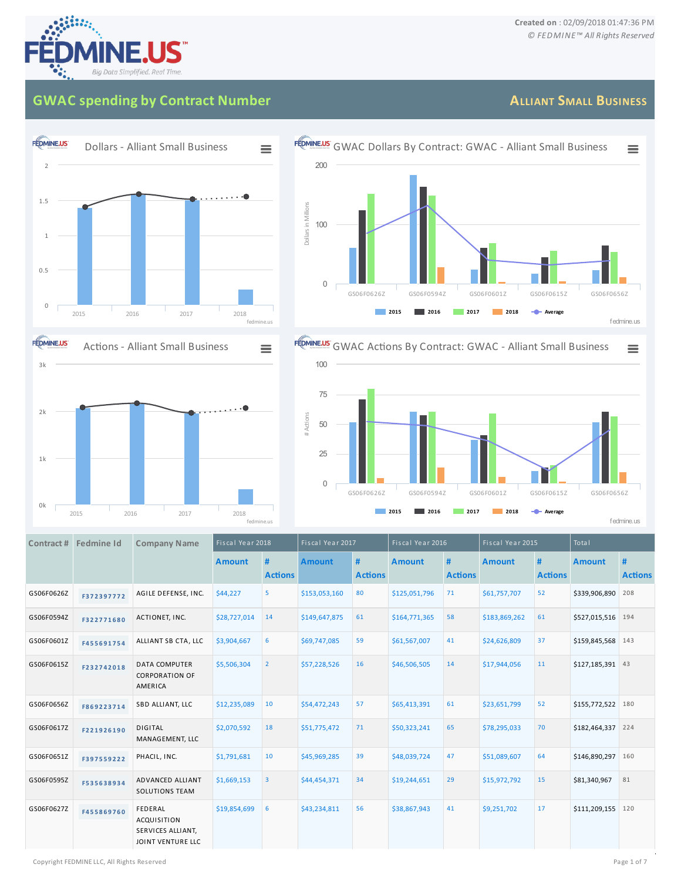Created on : 02/09/2018 01:47:36 PM
© FEDMINE™ All Rights Reserved

## GWAC spending by Contract Number

**ALLIANT SMALL BUSINESS**

### Dollars - Alliant Small Business

### GWAC Dollars By Contract: GWAC - Alliant Small Business

### Actions - Alliant Small Business

### GWAC Actions By Contract: GWAC - Alliant Small Business

| Contract # | Fedmine Id | Company Name | Fiscal Year 2018 | | Fiscal Year 2017 | | Fiscal Year 2016 | | Fiscal Year 2015 | | Total | |
|---|---|---|---|---|---|---|---|---|---|---|---|---|
| | | | Amount | # Actions | Amount | # Actions | Amount | # Actions | Amount | # Actions | Amount | # Actions |
| GS06F0626Z | F372397772 | AGILE DEFENSE, INC. | $44,227 | 5 | $153,053,160 | 80 | $125,051,796 | 71 | $61,757,707 | 52 | $339,906,890 | 208 |
| GS06F0594Z | F322771680 | ACTIONET, INC. | $28,727,014 | 14 | $149,647,875 | 61 | $164,771,365 | 58 | $183,869,262 | 61 | $527,015,516 | 194 |
| GS06F0601Z | F455691754 | ALLIANT SB CTA, LLC | $3,904,667 | 6 | $69,747,085 | 59 | $61,567,007 | 41 | $24,626,809 | 37 | $159,845,568 | 143 |
| GS06F0615Z | F232742018 | DATA COMPUTER CORPORATION OF AMERICA | $5,506,304 | 2 | $57,228,526 | 16 | $46,506,505 | 14 | $17,944,056 | 11 | $127,185,391 | 43 |
| GS06F0656Z | F869223714 | SBD ALLIANT, LLC | $12,235,089 | 10 | $54,472,243 | 57 | $65,413,391 | 61 | $23,651,799 | 52 | $155,772,522 | 180 |
| GS06F0617Z | F221926190 | DIGITAL MANAGEMENT, LLC | $2,070,592 | 18 | $51,775,472 | 71 | $50,323,241 | 65 | $78,295,033 | 70 | $182,464,337 | 224 |
| GS06F0651Z | F397559222 | PHACIL, INC. | $1,791,681 | 10 | $45,969,285 | 39 | $48,039,724 | 47 | $51,089,607 | 64 | $146,890,297 | 160 |
| GS06F0595Z | F535638934 | ADVANCED ALLIANT SOLUTIONS TEAM | $1,669,153 | 3 | $44,454,371 | 34 | $19,244,651 | 29 | $15,972,792 | 15 | $81,340,967 | 81 |
| GS06F0627Z | F455869760 | FEDERAL ACQUISITION SERVICES ALLIANT, JOINT VENTURE LLC | $19,854,699 | 6 | $43,234,811 | 56 | $38,867,943 | 41 | $9,251,702 | 17 | $111,209,155 | 120 |

Copyright FEDMINE LLC, All Rights Reserved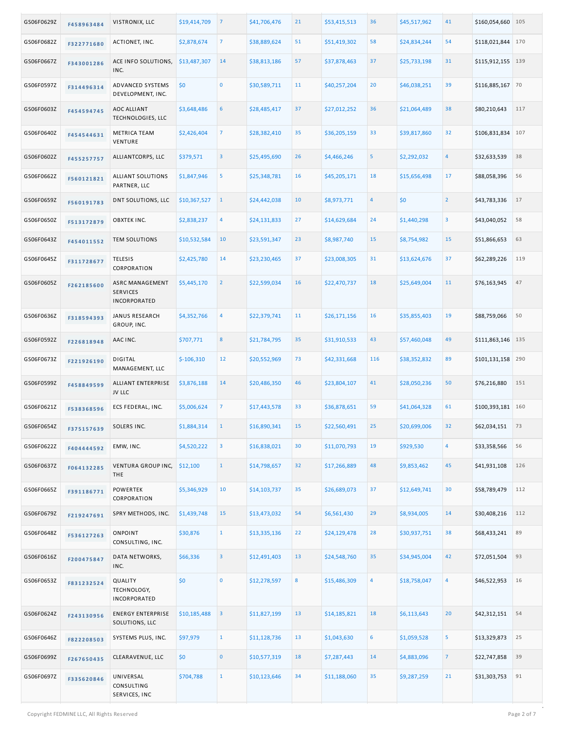| | | | | | | | | | | | |
|---|---|---|---|---|---|---|---|---|---|---|---|
| GS06F0629Z | F458963484 | VISTRONIX, LLC | $19,414,709 | 7 | $41,706,476 | 21 | $53,415,513 | 36 | $45,517,962 | 41 | $160,054,660 | 105 |
| GS06F0682Z | F322771680 | ACTIONET, INC. | $2,878,674 | 7 | $38,889,624 | 51 | $51,419,302 | 58 | $24,834,244 | 54 | $118,021,844 | 170 |
| GS06F0667Z | F343001286 | ACE INFO SOLUTIONS, INC. | $13,487,307 | 14 | $38,813,186 | 57 | $37,878,463 | 37 | $25,733,198 | 31 | $115,912,155 | 139 |
| GS06F0597Z | F314496314 | ADVANCED SYSTEMS DEVELOPMENT, INC. | $0 | 0 | $30,589,711 | 11 | $40,257,204 | 20 | $46,038,251 | 39 | $116,885,167 | 70 |
| GS06F0603Z | F454594745 | AOC ALLIANT TECHNOLOGIES, LLC | $3,648,486 | 6 | $28,485,417 | 37 | $27,012,252 | 36 | $21,064,489 | 38 | $80,210,643 | 117 |
| GS06F0640Z | F454544631 | METRICA TEAM VENTURE | $2,426,404 | 7 | $28,382,410 | 35 | $36,205,159 | 33 | $39,817,860 | 32 | $106,831,834 | 107 |
| GS06F0602Z | F455257757 | ALLIANTCORPS, LLC | $379,571 | 3 | $25,495,690 | 26 | $4,466,246 | 5 | $2,292,032 | 4 | $32,633,539 | 38 |
| GS06F0662Z | F560121821 | ALLIANT SOLUTIONS PARTNER, LLC | $1,847,946 | 5 | $25,348,781 | 16 | $45,205,171 | 18 | $15,656,498 | 17 | $88,058,396 | 56 |
| GS06F0659Z | F560191783 | DNT SOLUTIONS, LLC | $10,367,527 | 1 | $24,442,038 | 10 | $8,973,771 | 4 | $0 | 2 | $43,783,336 | 17 |
| GS06F0650Z | F513172879 | OBXTEK INC. | $2,838,237 | 4 | $24,131,833 | 27 | $14,629,684 | 24 | $1,440,298 | 3 | $43,040,052 | 58 |
| GS06F0643Z | F454011552 | TEM SOLUTIONS | $10,532,584 | 10 | $23,591,347 | 23 | $8,987,740 | 15 | $8,754,982 | 15 | $51,866,653 | 63 |
| GS06F0645Z | F311728677 | TELESIS CORPORATION | $2,425,780 | 14 | $23,230,465 | 37 | $23,008,305 | 31 | $13,624,676 | 37 | $62,289,226 | 119 |
| GS06F0605Z | F262185600 | ASRC MANAGEMENT SERVICES INCORPORATED | $5,445,170 | 2 | $22,599,034 | 16 | $22,470,737 | 18 | $25,649,004 | 11 | $76,163,945 | 47 |
| GS06F0636Z | F318594393 | JANUS RESEARCH GROUP, INC. | $4,352,766 | 4 | $22,379,741 | 11 | $26,171,156 | 16 | $35,855,403 | 19 | $88,759,066 | 50 |
| GS06F0592Z | F226818948 | AAC INC. | $707,771 | 8 | $21,784,795 | 35 | $31,910,533 | 43 | $57,460,048 | 49 | $111,863,146 | 135 |
| GS06F0673Z | F221926190 | DIGITAL MANAGEMENT, LLC | $-106,310 | 12 | $20,552,969 | 73 | $42,331,668 | 116 | $38,352,832 | 89 | $101,131,158 | 290 |
| GS06F0599Z | F458849599 | ALLIANT ENTERPRISE JV LLC | $3,876,188 | 14 | $20,486,350 | 46 | $23,804,107 | 41 | $28,050,236 | 50 | $76,216,880 | 151 |
| GS06F0621Z | F538368596 | ECS FEDERAL, INC. | $5,006,624 | 7 | $17,443,578 | 33 | $36,878,651 | 59 | $41,064,328 | 61 | $100,393,181 | 160 |
| GS06F0654Z | F375157639 | SOLERS INC. | $1,884,314 | 1 | $16,890,341 | 15 | $22,560,491 | 25 | $20,699,006 | 32 | $62,034,151 | 73 |
| GS06F0622Z | F404444592 | EMW, INC. | $4,520,222 | 3 | $16,838,021 | 30 | $11,070,793 | 19 | $929,530 | 4 | $33,358,566 | 56 |
| GS06F0637Z | F064132285 | VENTURA GROUP INC, THE | $12,100 | 1 | $14,798,657 | 32 | $17,266,889 | 48 | $9,853,462 | 45 | $41,931,108 | 126 |
| GS06F0665Z | F391186771 | POWERTEK CORPORATION | $5,346,929 | 10 | $14,103,737 | 35 | $26,689,073 | 37 | $12,649,741 | 30 | $58,789,479 | 112 |
| GS06F0679Z | F219247691 | SPRY METHODS, INC. | $1,439,748 | 15 | $13,473,032 | 54 | $6,561,430 | 29 | $8,934,005 | 14 | $30,408,216 | 112 |
| GS06F0648Z | F536127263 | ONPOINT CONSULTING, INC. | $30,876 | 1 | $13,335,136 | 22 | $24,129,478 | 28 | $30,937,751 | 38 | $68,433,241 | 89 |
| GS06F0616Z | F200475847 | DATA NETWORKS, INC. | $66,336 | 3 | $12,491,403 | 13 | $24,548,760 | 35 | $34,945,004 | 42 | $72,051,504 | 93 |
| GS06F0653Z | F831232524 | QUALITY TECHNOLOGY, INCORPORATED | $0 | 0 | $12,278,597 | 8 | $15,486,309 | 4 | $18,758,047 | 4 | $46,522,953 | 16 |
| GS06F0624Z | F243130956 | ENERGY ENTERPRISE SOLUTIONS, LLC | $10,185,488 | 3 | $11,827,199 | 13 | $14,185,821 | 18 | $6,113,643 | 20 | $42,312,151 | 54 |
| GS06F0646Z | F822208503 | SYSTEMS PLUS, INC. | $97,979 | 1 | $11,128,736 | 13 | $1,043,630 | 6 | $1,059,528 | 5 | $13,329,873 | 25 |
| GS06F0699Z | F267650435 | CLEARAVENUE, LLC | $0 | 0 | $10,577,319 | 18 | $7,287,443 | 14 | $4,883,096 | 7 | $22,747,858 | 39 |
| GS06F0697Z | F335620846 | UNIVERSAL CONSULTING SERVICES, INC | $704,788 | 1 | $10,123,646 | 34 | $11,188,060 | 35 | $9,287,259 | 21 | $31,303,753 | 91 |

Copyright FEDMINE LLC, All Rights Reserved